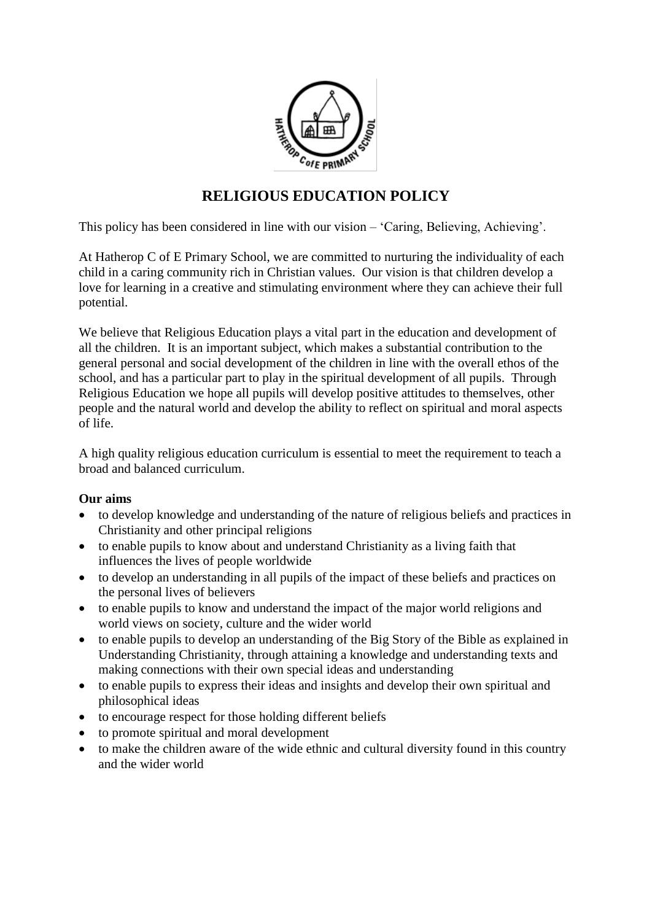# RELIGIOUS EDUCATION POLICY

This policy has been considered in line with our vision – 'Caring, Believing, Achieving'.

At Hatherop C of E Primary School, we are committed to nurturing the individuality of each child in a caring community rich in Christian values. Our vision is that children develop a love for learning in a creative and stimulating environment where they can achieve their full potential.

We believe that Religious Education plays a vital part in the education and development of all the children. It is an important subject, which makes a substantial contribution to the general personal and social development of the children in line with the overall ethos of the school, and has a particular part to play in the spiritual development of all pupils. Through Religious Education we hope all pupils will develop positive attitudes to themselves, other people and the natural world and develop the ability to reflect on spiritual and moral aspects of life.

A high quality religious education curriculum is essential to meet the requirement to teach a broad and balanced curriculum.

**Our aims**

- to develop knowledge and understanding of the nature of religious beliefs and practices in Christianity and other principal religions
- to enable pupils to know about and understand Christianity as a living faith that influences the lives of people worldwide
- to develop an understanding in all pupils of the impact of these beliefs and practices on the personal lives of believers
- to enable pupils to know and understand the impact of the major world religions and world views on society, culture and the wider world
- to enable pupils to develop an understanding of the Big Story of the Bible as explained in Understanding Christianity, through attaining a knowledge and understanding texts and making connections with their own special ideas and understanding
- to enable pupils to express their ideas and insights and develop their own spiritual and philosophical ideas
- to encourage respect for those holding different beliefs
- to promote spiritual and moral development
- to make the children aware of the wide ethnic and cultural diversity found in this country and the wider world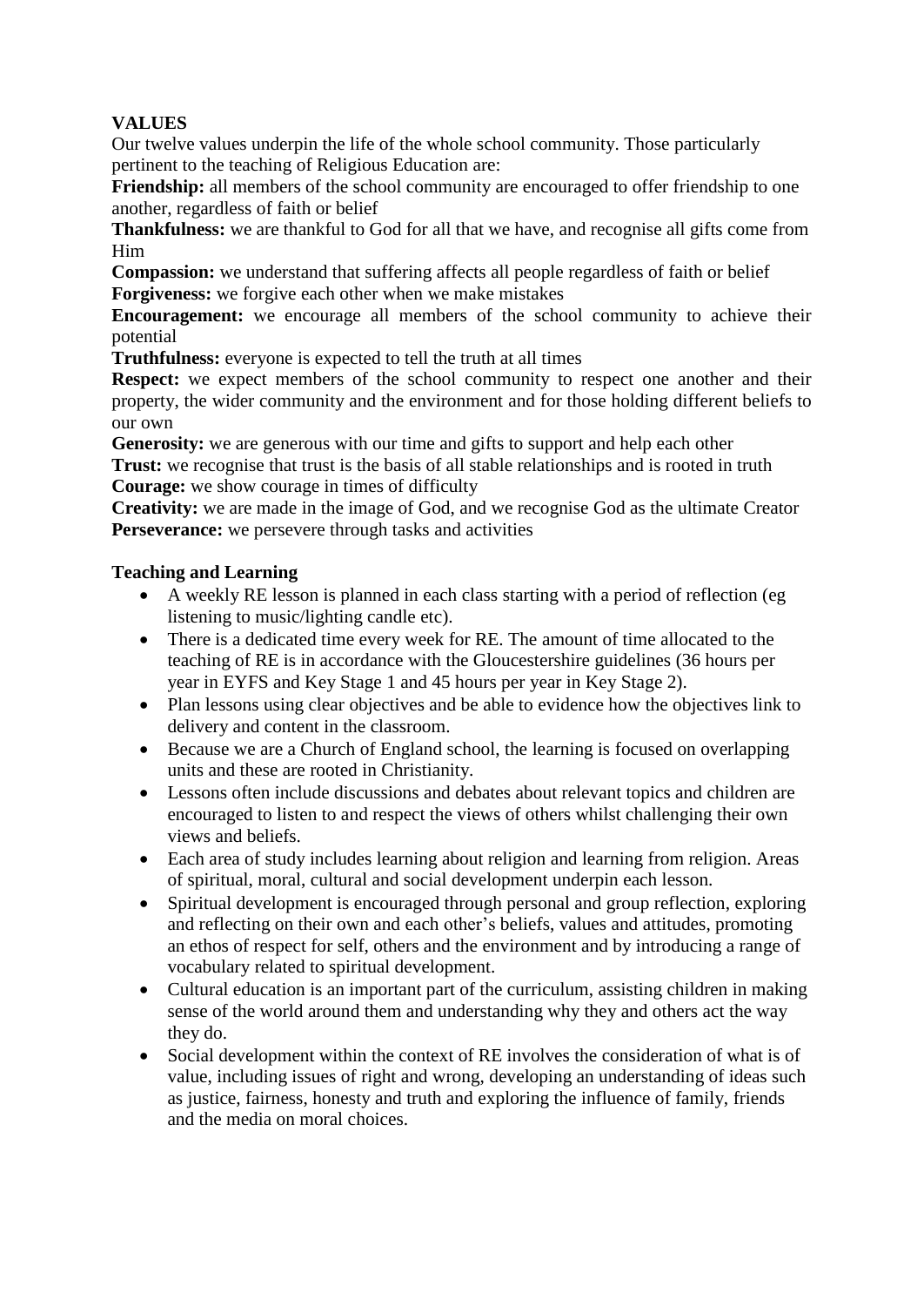**VALUES**

Our twelve values underpin the life of the whole school community. Those particularly pertinent to the teaching of Religious Education are:

**Friendship:** all members of the school community are encouraged to offer friendship to one another, regardless of faith or belief

**Thankfulness:** we are thankful to God for all that we have, and recognise all gifts come from Him

**Compassion:** we understand that suffering affects all people regardless of faith or belief

**Forgiveness:** we forgive each other when we make mistakes

**Encouragement:** we encourage all members of the school community to achieve their potential

**Truthfulness:** everyone is expected to tell the truth at all times

**Respect:** we expect members of the school community to respect one another and their property, the wider community and the environment and for those holding different beliefs to our own

**Generosity:** we are generous with our time and gifts to support and help each other

**Trust:** we recognise that trust is the basis of all stable relationships and is rooted in truth

**Courage:** we show courage in times of difficulty

**Creativity:** we are made in the image of God, and we recognise God as the ultimate Creator

**Perseverance:** we persevere through tasks and activities

**Teaching and Learning**

- A weekly RE lesson is planned in each class starting with a period of reflection (eg listening to music/lighting candle etc).
- There is a dedicated time every week for RE. The amount of time allocated to the teaching of RE is in accordance with the Gloucestershire guidelines (36 hours per year in EYFS and Key Stage 1 and 45 hours per year in Key Stage 2).
- Plan lessons using clear objectives and be able to evidence how the objectives link to delivery and content in the classroom.
- Because we are a Church of England school, the learning is focused on overlapping units and these are rooted in Christianity.
- Lessons often include discussions and debates about relevant topics and children are encouraged to listen to and respect the views of others whilst challenging their own views and beliefs.
- Each area of study includes learning about religion and learning from religion. Areas of spiritual, moral, cultural and social development underpin each lesson.
- Spiritual development is encouraged through personal and group reflection, exploring and reflecting on their own and each other's beliefs, values and attitudes, promoting an ethos of respect for self, others and the environment and by introducing a range of vocabulary related to spiritual development.
- Cultural education is an important part of the curriculum, assisting children in making sense of the world around them and understanding why they and others act the way they do.
- Social development within the context of RE involves the consideration of what is of value, including issues of right and wrong, developing an understanding of ideas such as justice, fairness, honesty and truth and exploring the influence of family, friends and the media on moral choices.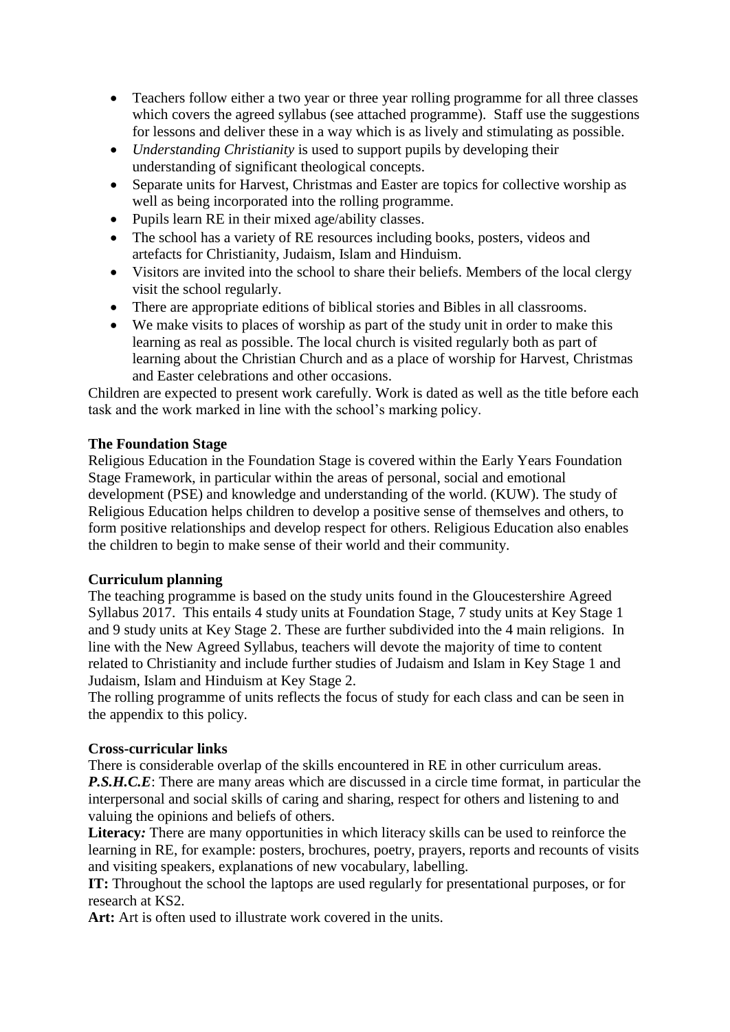- Teachers follow either a two year or three year rolling programme for all three classes which covers the agreed syllabus (see attached programme). Staff use the suggestions for lessons and deliver these in a way which is as lively and stimulating as possible.
- *Understanding Christianity* is used to support pupils by developing their understanding of significant theological concepts.
- Separate units for Harvest, Christmas and Easter are topics for collective worship as well as being incorporated into the rolling programme.
- Pupils learn RE in their mixed age/ability classes.
- The school has a variety of RE resources including books, posters, videos and artefacts for Christianity, Judaism, Islam and Hinduism.
- Visitors are invited into the school to share their beliefs. Members of the local clergy visit the school regularly.
- There are appropriate editions of biblical stories and Bibles in all classrooms.
- We make visits to places of worship as part of the study unit in order to make this learning as real as possible. The local church is visited regularly both as part of learning about the Christian Church and as a place of worship for Harvest, Christmas and Easter celebrations and other occasions.

Children are expected to present work carefully. Work is dated as well as the title before each task and the work marked in line with the school's marking policy.

**The Foundation Stage**

Religious Education in the Foundation Stage is covered within the Early Years Foundation Stage Framework, in particular within the areas of personal, social and emotional development (PSE) and knowledge and understanding of the world. (KUW). The study of Religious Education helps children to develop a positive sense of themselves and others, to form positive relationships and develop respect for others. Religious Education also enables the children to begin to make sense of their world and their community.

**Curriculum planning**

The teaching programme is based on the study units found in the Gloucestershire Agreed Syllabus 2017. This entails 4 study units at Foundation Stage, 7 study units at Key Stage 1 and 9 study units at Key Stage 2. These are further subdivided into the 4 main religions. In line with the New Agreed Syllabus, teachers will devote the majority of time to content related to Christianity and include further studies of Judaism and Islam in Key Stage 1 and Judaism, Islam and Hinduism at Key Stage 2.

The rolling programme of units reflects the focus of study for each class and can be seen in the appendix to this policy.

**Cross-curricular links**

There is considerable overlap of the skills encountered in RE in other curriculum areas.

***P.S.H.C.E***: There are many areas which are discussed in a circle time format, in particular the interpersonal and social skills of caring and sharing, respect for others and listening to and valuing the opinions and beliefs of others.

**Literacy*:*** There are many opportunities in which literacy skills can be used to reinforce the learning in RE, for example: posters, brochures, poetry, prayers, reports and recounts of visits and visiting speakers, explanations of new vocabulary, labelling.

**IT:** Throughout the school the laptops are used regularly for presentational purposes, or for research at KS2.

**Art:** Art is often used to illustrate work covered in the units.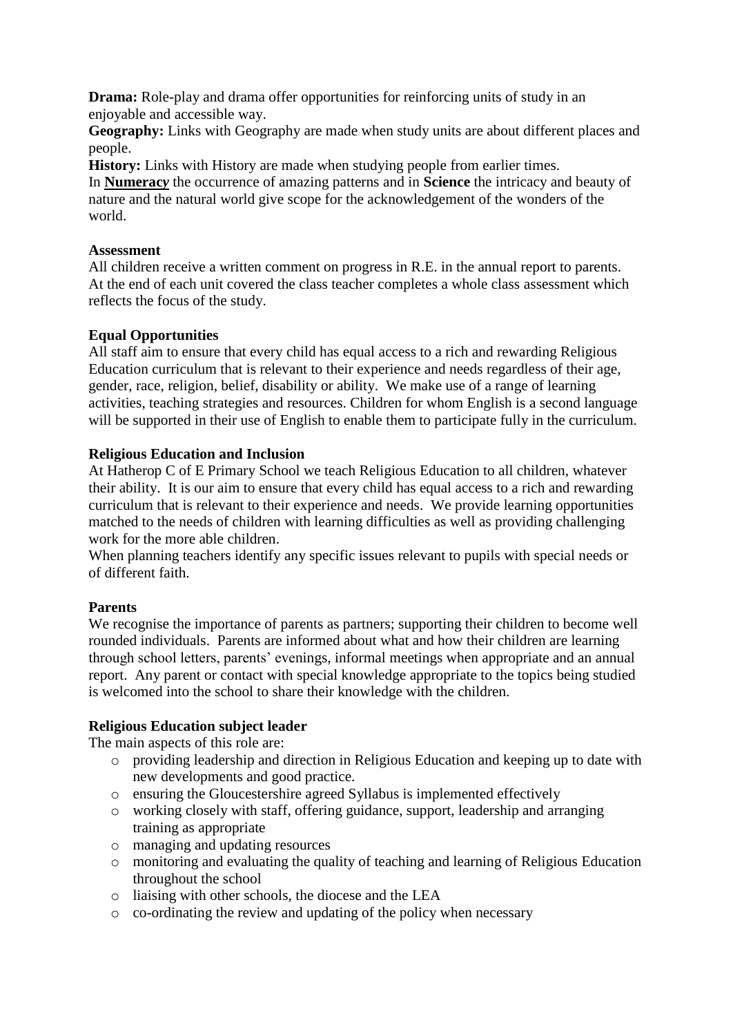**Drama:** Role-play and drama offer opportunities for reinforcing units of study in an enjoyable and accessible way.
**Geography:** Links with Geography are made when study units are about different places and people.
**History:** Links with History are made when studying people from earlier times.
In **Numeracy** the occurrence of amazing patterns and in **Science** the intricacy and beauty of nature and the natural world give scope for the acknowledgement of the wonders of the world.

**Assessment**
All children receive a written comment on progress in R.E. in the annual report to parents. At the end of each unit covered the class teacher completes a whole class assessment which reflects the focus of the study.

**Equal Opportunities**
All staff aim to ensure that every child has equal access to a rich and rewarding Religious Education curriculum that is relevant to their experience and needs regardless of their age, gender, race, religion, belief, disability or ability. We make use of a range of learning activities, teaching strategies and resources. Children for whom English is a second language will be supported in their use of English to enable them to participate fully in the curriculum.

**Religious Education and Inclusion**
At Hatherop C of E Primary School we teach Religious Education to all children, whatever their ability. It is our aim to ensure that every child has equal access to a rich and rewarding curriculum that is relevant to their experience and needs. We provide learning opportunities matched to the needs of children with learning difficulties as well as providing challenging work for the more able children.
When planning teachers identify any specific issues relevant to pupils with special needs or of different faith.

**Parents**
We recognise the importance of parents as partners; supporting their children to become well rounded individuals. Parents are informed about what and how their children are learning through school letters, parents' evenings, informal meetings when appropriate and an annual report. Any parent or contact with special knowledge appropriate to the topics being studied is welcomed into the school to share their knowledge with the children.

**Religious Education subject leader**
The main aspects of this role are:

- providing leadership and direction in Religious Education and keeping up to date with new developments and good practice.
- ensuring the Gloucestershire agreed Syllabus is implemented effectively
- working closely with staff, offering guidance, support, leadership and arranging training as appropriate
- managing and updating resources
- monitoring and evaluating the quality of teaching and learning of Religious Education throughout the school
- liaising with other schools, the diocese and the LEA
- co-ordinating the review and updating of the policy when necessary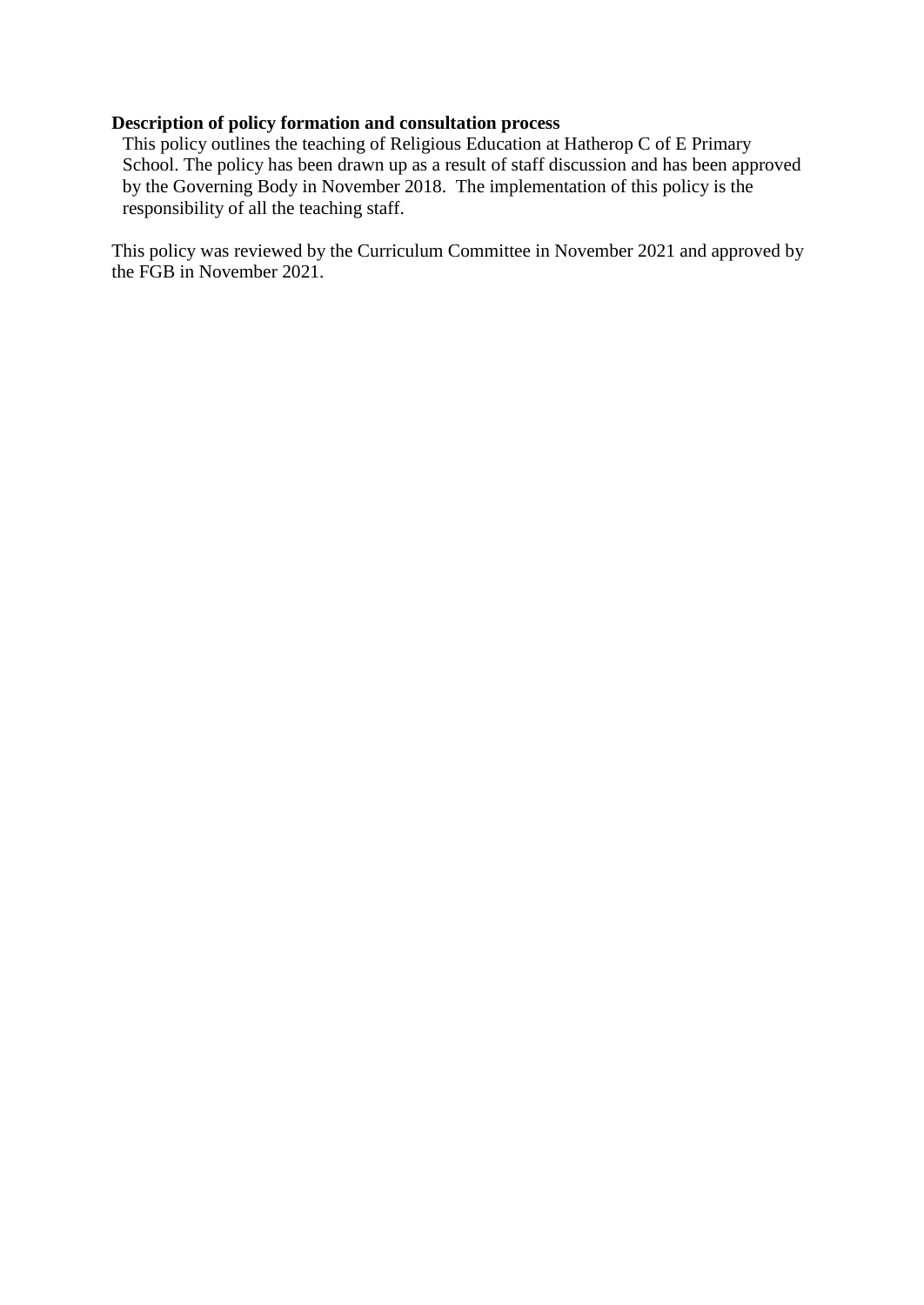**Description of policy formation and consultation process**

This policy outlines the teaching of Religious Education at Hatherop C of E Primary School. The policy has been drawn up as a result of staff discussion and has been approved by the Governing Body in November 2018. The implementation of this policy is the responsibility of all the teaching staff.

This policy was reviewed by the Curriculum Committee in November 2021 and approved by the FGB in November 2021.